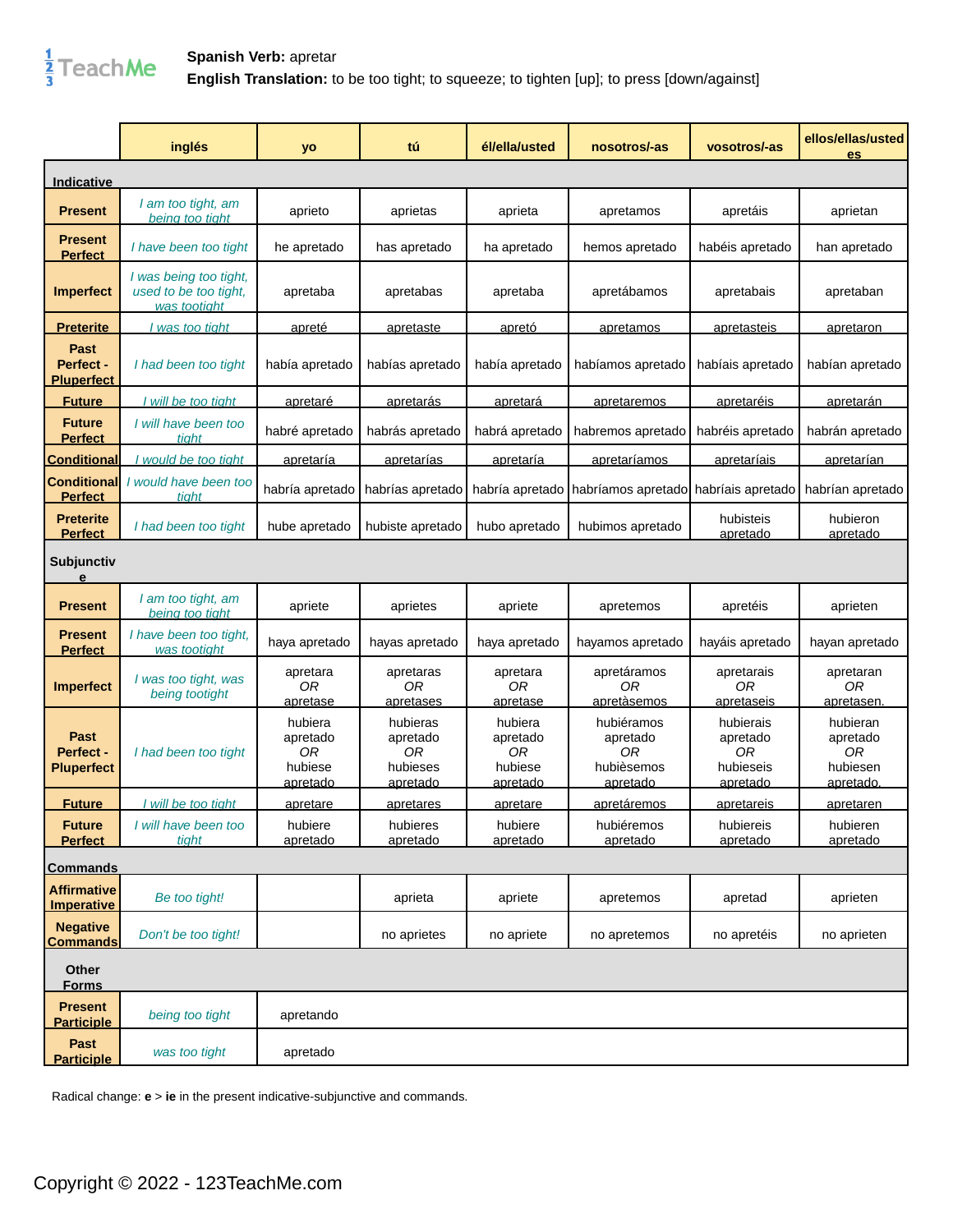**Spanish Verb:** apretar
**English Translation:** to be too tight; to squeeze; to tighten [up]; to press [down/against]

| | inglés | yo | tú | él/ella/usted | nosotros/-as | vosotros/-as | ellos/ellas/ustedes |
|---|---|---|---|---|---|---|---|
| **Indicative** | | | | | | | |
| **Present** | *I am too tight, am being too tight* | aprieto | aprietas | aprieta | apretamos | apretáis | aprietan |
| **Present Perfect** | *I have been too tight* | he apretado | has apretado | ha apretado | hemos apretado | habéis apretado | han apretado |
| **Imperfect** | *I was being too tight, used to be too tight, was tootight* | apretaba | apretabas | apretaba | apretábamos | apretabais | apretaban |
| **Preterite** | *I was too tight* | apreté | apretaste | apretó | apretamos | apretasteis | apretaron |
| **Past Perfect - Pluperfect** | *I had been too tight* | había apretado | habías apretado | había apretado | habíamos apretado | habíais apretado | habían apretado |
| **Future** | *I will be too tight* | apretaré | apretarás | apretará | apretaremos | apretaréis | apretarán |
| **Future Perfect** | *I will have been too tight* | habré apretado | habrás apretado | habrá apretado | habremos apretado | habréis apretado | habrán apretado |
| **Conditional** | *I would be too tight* | apretaría | apretarías | apretaría | apretaríamos | apretaríais | apretarían |
| **Conditional Perfect** | *I would have been too tight* | habría apretado | habrías apretado | habría apretado | habríamos apretado | habríais apretado | habrían apretado |
| **Preterite Perfect** | *I had been too tight* | hube apretado | hubiste apretado | hubo apretado | hubimos apretado | hubisteis apretado | hubieron apretado |
| **Subjunctive** | | | | | | | |
| **Present** | *I am too tight, am being too tight* | apriete | aprietes | apriete | apretemos | apretéis | aprieten |
| **Present Perfect** | *I have been too tight, was tootight* | haya apretado | hayas apretado | haya apretado | hayamos apretado | hayáis apretado | hayan apretado |
| **Imperfect** | *I was too tight, was being tootight* | apretara *OR* apretase | apretaras *OR* apretases | apretara *OR* apretase | apretáramos *OR* apretàsemos | apretarais *OR* apretaseis | apretaran *OR* apretasen. |
| **Past Perfect - Pluperfect** | *I had been too tight* | hubiera apretado *OR* hubiese apretado | hubieras apretado *OR* hubieses apretado | hubiera apretado *OR* hubiese apretado | hubiéramos apretado *OR* hubièsemos apretado | hubierais apretado *OR* hubieseis apretado | hubieran apretado *OR* hubiesen apretado. |
| **Future** | *I will be too tight* | apretare | apretares | apretare | apretáremos | apretareis | apretaren |
| **Future Perfect** | *I will have been too tight* | hubiere apretado | hubieres apretado | hubiere apretado | hubiéremos apretado | hubiereis apretado | hubieren apretado |
| **Commands** | | | | | | | |
| **Affirmative Imperative** | *Be too tight!* | | aprieta | apriete | apretemos | apretad | aprieten |
| **Negative Commands** | *Don't be too tight!* | | no aprietes | no apriete | no apretemos | no apretéis | no aprieten |
| **Other Forms** | | | | | | | |
| **Present Participle** | *being too tight* | apretando | | | | | |
| **Past Participle** | *was too tight* | apretado | | | | | |

Radical change: **e** > **ie** in the present indicative-subjunctive and commands.

Copyright © 2022 - 123TeachMe.com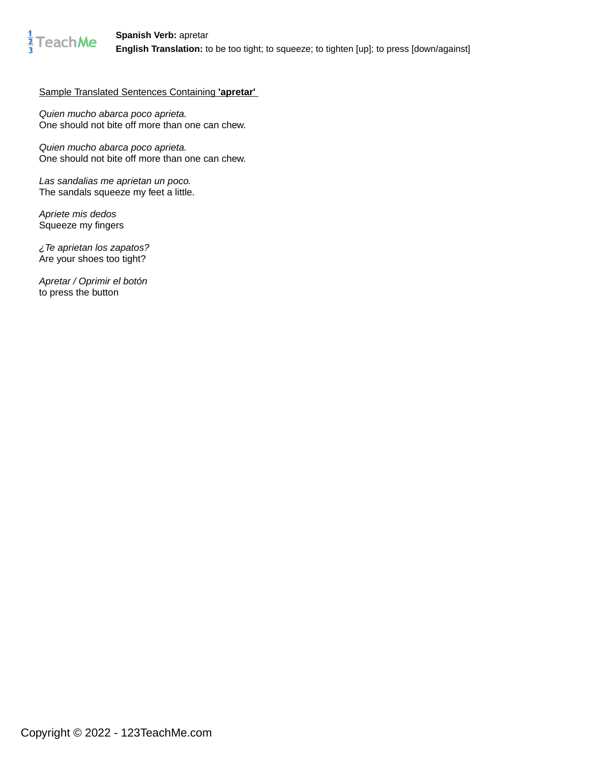**Spanish Verb:** apretar
**English Translation:** to be too tight; to squeeze; to tighten [up]; to press [down/against]

<u>Sample Translated Sentences Containing **'apretar'**</u>

*Quien mucho abarca poco aprieta.*
One should not bite off more than one can chew.

*Quien mucho abarca poco aprieta.*
One should not bite off more than one can chew.

*Las sandalias me aprietan un poco.*
The sandals squeeze my feet a little.

*Apriete mis dedos*
Squeeze my fingers

*¿Te aprietan los zapatos?*
Are your shoes too tight?

*Apretar / Oprimir el botón*
to press the button

Copyright © 2022 - 123TeachMe.com